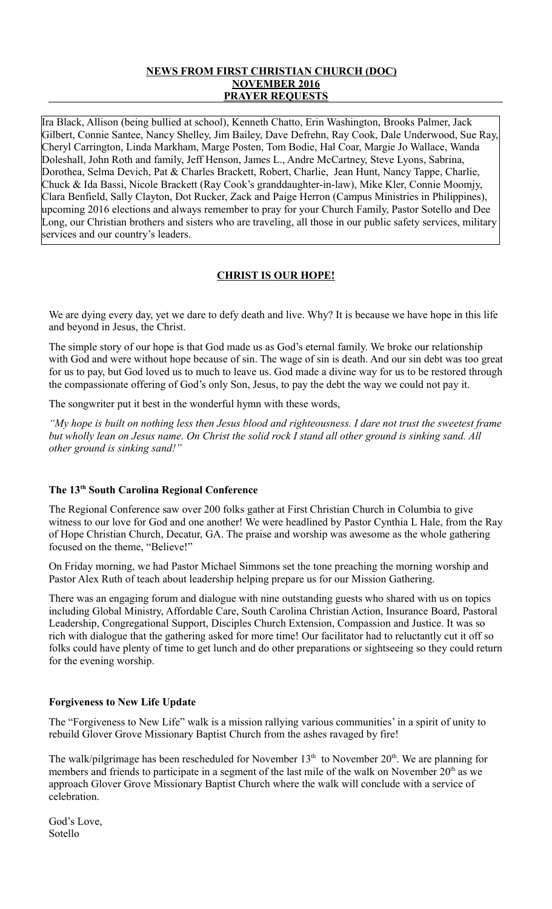**NEWS FROM FIRST CHRISTIAN CHURCH (DOC)**
**NOVEMBER 2016**
**PRAYER REQUESTS**

Ira Black, Allison (being bullied at school), Kenneth Chatto, Erin Washington, Brooks Palmer, Jack Gilbert, Connie Santee, Nancy Shelley, Jim Bailey, Dave Defrehn, Ray Cook, Dale Underwood, Sue Ray, Cheryl Carrington, Linda Markham, Marge Posten, Tom Bodie, Hal Coar, Margie Jo Wallace, Wanda Doleshall, John Roth and family, Jeff Henson, James L., Andre McCartney, Steve Lyons, Sabrina, Dorothea, Selma Devich, Pat & Charles Brackett, Robert, Charlie, Jean Hunt, Nancy Tappe, Charlie, Chuck & Ida Bassi, Nicole Brackett (Ray Cook's granddaughter-in-law), Mike Kler, Connie Moomjy, Clara Benfield, Sally Clayton, Dot Rucker, Zack and Paige Herron (Campus Ministries in Philippines), upcoming 2016 elections and always remember to pray for your Church Family, Pastor Sotello and Dee Long, our Christian brothers and sisters who are traveling, all those in our public safety services, military services and our country's leaders.

**CHRIST IS OUR HOPE!**

We are dying every day, yet we dare to defy death and live. Why? It is because we have hope in this life and beyond in Jesus, the Christ.

The simple story of our hope is that God made us as God's eternal family. We broke our relationship with God and were without hope because of sin. The wage of sin is death. And our sin debt was too great for us to pay, but God loved us to much to leave us. God made a divine way for us to be restored through the compassionate offering of God's only Son, Jesus, to pay the debt the way we could not pay it.

The songwriter put it best in the wonderful hymn with these words,

*"My hope is built on nothing less then Jesus blood and righteousness. I dare not trust the sweetest frame but wholly lean on Jesus name. On Christ the solid rock I stand all other ground is sinking sand. All other ground is sinking sand!"*

### The 13th South Carolina Regional Conference

The Regional Conference saw over 200 folks gather at First Christian Church in Columbia to give witness to our love for God and one another! We were headlined by Pastor Cynthia L Hale, from the Ray of Hope Christian Church, Decatur, GA. The praise and worship was awesome as the whole gathering focused on the theme, "Believe!"

On Friday morning, we had Pastor Michael Simmons set the tone preaching the morning worship and Pastor Alex Ruth of teach about leadership helping prepare us for our Mission Gathering.

There was an engaging forum and dialogue with nine outstanding guests who shared with us on topics including Global Ministry, Affordable Care, South Carolina Christian Action, Insurance Board, Pastoral Leadership, Congregational Support, Disciples Church Extension, Compassion and Justice. It was so rich with dialogue that the gathering asked for more time! Our facilitator had to reluctantly cut it off so folks could have plenty of time to get lunch and do other preparations or sightseeing so they could return for the evening worship.

### Forgiveness to New Life Update

The "Forgiveness to New Life" walk is a mission rallying various communities' in a spirit of unity to rebuild Glover Grove Missionary Baptist Church from the ashes ravaged by fire!

The walk/pilgrimage has been rescheduled for November 13th to November 20th. We are planning for members and friends to participate in a segment of the last mile of the walk on November 20th as we approach Glover Grove Missionary Baptist Church where the walk will conclude with a service of celebration.

God's Love,
Sotello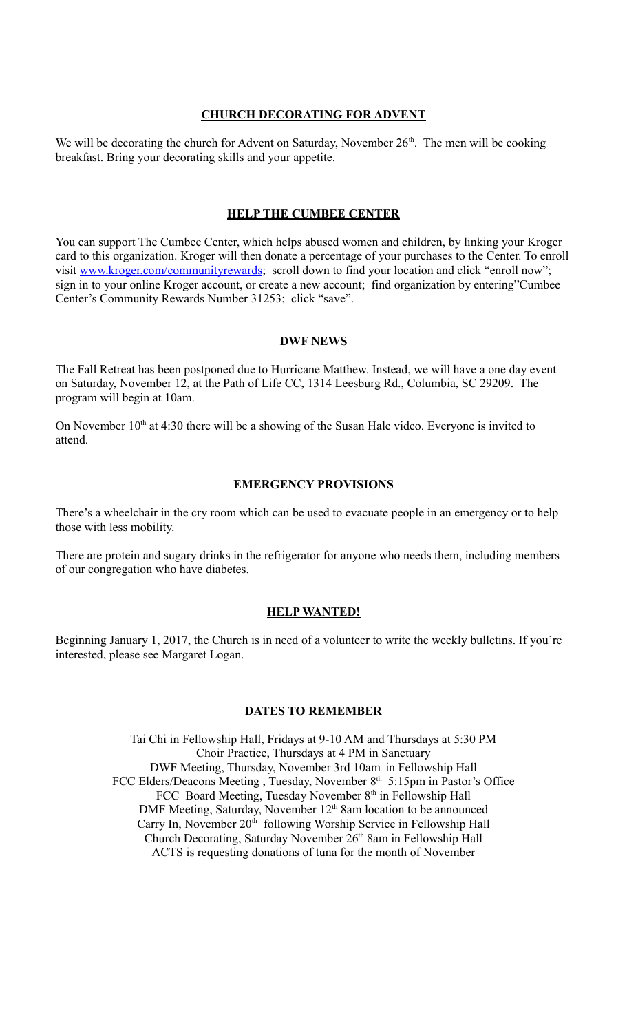## CHURCH DECORATING FOR ADVENT

We will be decorating the church for Advent on Saturday, November 26th. The men will be cooking breakfast. Bring your decorating skills and your appetite.

## HELP THE CUMBEE CENTER

You can support The Cumbee Center, which helps abused women and children, by linking your Kroger card to this organization. Kroger will then donate a percentage of your purchases to the Center. To enroll visit www.kroger.com/communityrewards; scroll down to find your location and click "enroll now"; sign in to your online Kroger account, or create a new account; find organization by entering"Cumbee Center's Community Rewards Number 31253; click "save".

## DWF NEWS

The Fall Retreat has been postponed due to Hurricane Matthew. Instead, we will have a one day event on Saturday, November 12, at the Path of Life CC, 1314 Leesburg Rd., Columbia, SC 29209. The program will begin at 10am.

On November 10th at 4:30 there will be a showing of the Susan Hale video. Everyone is invited to attend.

## EMERGENCY PROVISIONS

There's a wheelchair in the cry room which can be used to evacuate people in an emergency or to help those with less mobility.

There are protein and sugary drinks in the refrigerator for anyone who needs them, including members of our congregation who have diabetes.

## HELP WANTED!

Beginning January 1, 2017, the Church is in need of a volunteer to write the weekly bulletins. If you're interested, please see Margaret Logan.

## DATES TO REMEMBER

Tai Chi in Fellowship Hall, Fridays at 9-10 AM and Thursdays at 5:30 PM
Choir Practice, Thursdays at 4 PM in Sanctuary
DWF Meeting, Thursday, November 3rd 10am in Fellowship Hall
FCC Elders/Deacons Meeting , Tuesday, November 8th 5:15pm in Pastor's Office
FCC Board Meeting, Tuesday November 8th in Fellowship Hall
DMF Meeting, Saturday, November 12th 8am location to be announced
Carry In, November 20th following Worship Service in Fellowship Hall
Church Decorating, Saturday November 26th 8am in Fellowship Hall
ACTS is requesting donations of tuna for the month of November